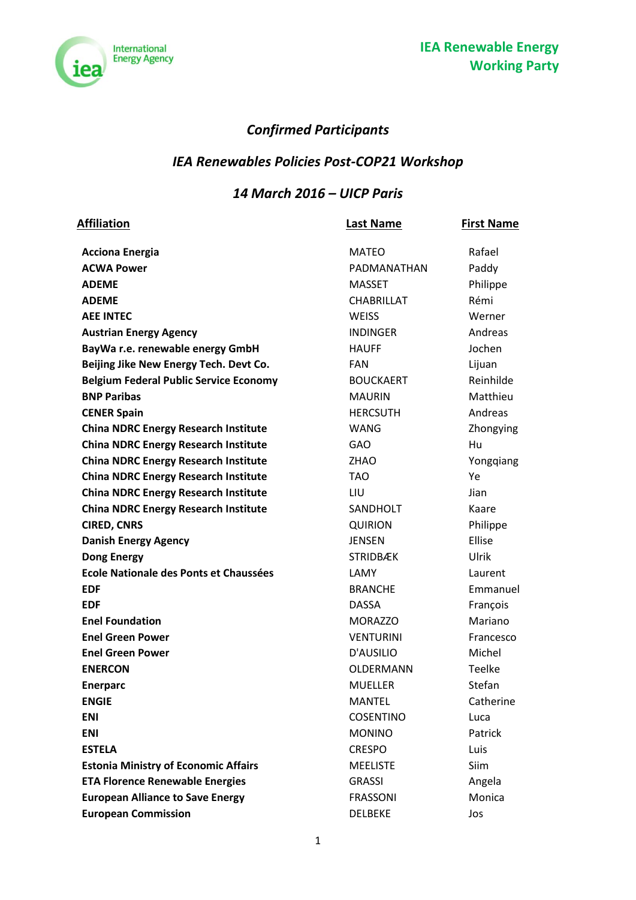IEA Renewable Energy Working Party

## *Confirmed Participants*

## *IEA Renewables Policies Post-COP21 Workshop*

## *14 March 2016 – UICP Paris*

| Affiliation | Last Name | First Name |
|---|---|---|
| **Acciona Energia** | MATEO | Rafael |
| **ACWA Power** | PADMANATHAN | Paddy |
| **ADEME** | MASSET | Philippe |
| **ADEME** | CHABRILLAT | Rémi |
| **AEE INTEC** | WEISS | Werner |
| **Austrian Energy Agency** | INDINGER | Andreas |
| **BayWa r.e. renewable energy GmbH** | HAUFF | Jochen |
| **Beijing Jike New Energy Tech. Devt Co.** | FAN | Lijuan |
| **Belgium Federal Public Service Economy** | BOUCKAERT | Reinhilde |
| **BNP Paribas** | MAURIN | Matthieu |
| **CENER Spain** | HERCSUTH | Andreas |
| **China NDRC Energy Research Institute** | WANG | Zhongying |
| **China NDRC Energy Research Institute** | GAO | Hu |
| **China NDRC Energy Research Institute** | ZHAO | Yongqiang |
| **China NDRC Energy Research Institute** | TAO | Ye |
| **China NDRC Energy Research Institute** | LIU | Jian |
| **China NDRC Energy Research Institute** | SANDHOLT | Kaare |
| **CIRED, CNRS** | QUIRION | Philippe |
| **Danish Energy Agency** | JENSEN | Ellise |
| **Dong Energy** | STRIDBÆK | Ulrik |
| **Ecole Nationale des Ponts et Chaussées** | LAMY | Laurent |
| **EDF** | BRANCHE | Emmanuel |
| **EDF** | DASSA | François |
| **Enel Foundation** | MORAZZO | Mariano |
| **Enel Green Power** | VENTURINI | Francesco |
| **Enel Green Power** | D'AUSILIO | Michel |
| **ENERCON** | OLDERMANN | Teelke |
| **Enerparc** | MUELLER | Stefan |
| **ENGIE** | MANTEL | Catherine |
| **ENI** | COSENTINO | Luca |
| **ENI** | MONINO | Patrick |
| **ESTELA** | CRESPO | Luis |
| **Estonia Ministry of Economic Affairs** | MEELISTE | Siim |
| **ETA Florence Renewable Energies** | GRASSI | Angela |
| **European Alliance to Save Energy** | FRASSONI | Monica |
| **European Commission** | DELBEKE | Jos |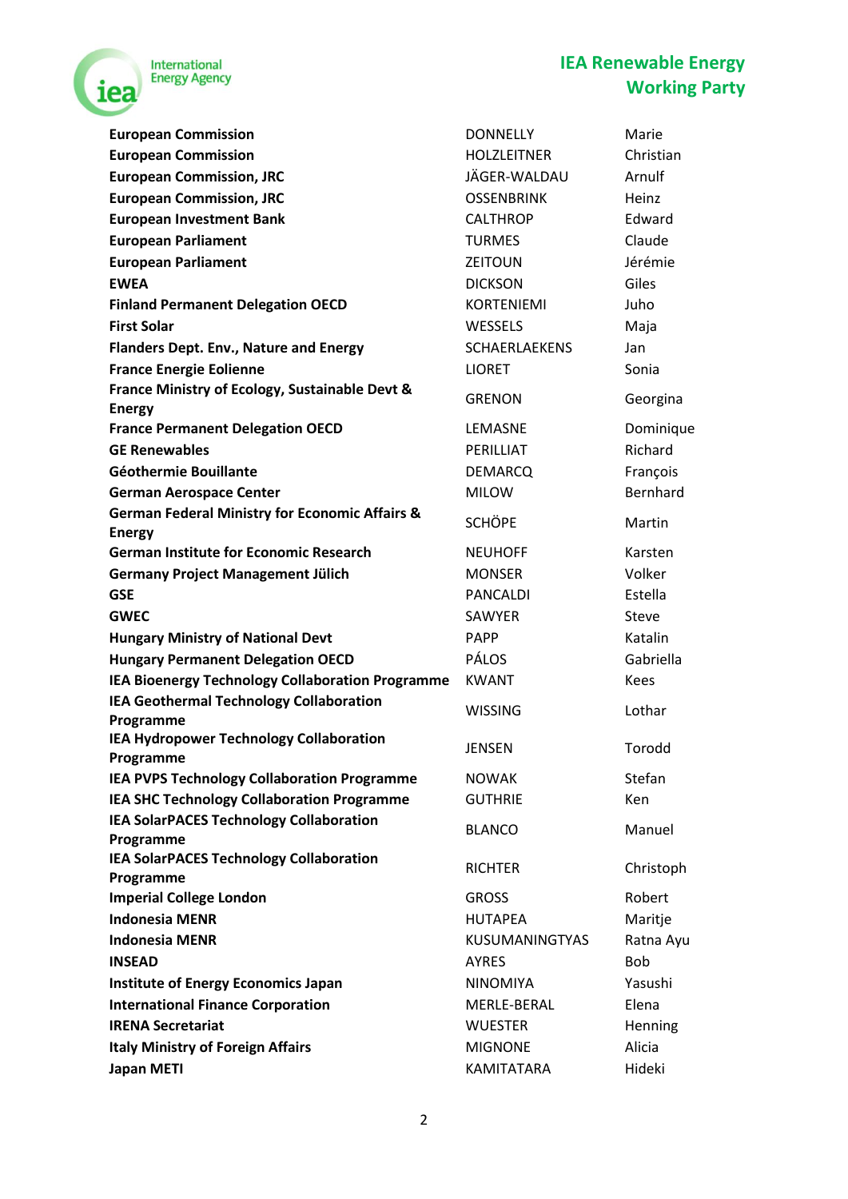# IEA Renewable Energy Working Party

| Organisation | Surname | First name |
|---|---|---|
| **European Commission** | DONNELLY | Marie |
| **European Commission** | HOLZLEITNER | Christian |
| **European Commission, JRC** | JÄGER-WALDAU | Arnulf |
| **European Commission, JRC** | OSSENBRINK | Heinz |
| **European Investment Bank** | CALTHROP | Edward |
| **European Parliament** | TURMES | Claude |
| **European Parliament** | ZEITOUN | Jérémie |
| **EWEA** | DICKSON | Giles |
| **Finland Permanent Delegation OECD** | KORTENIEMI | Juho |
| **First Solar** | WESSELS | Maja |
| **Flanders Dept. Env., Nature and Energy** | SCHAERLAEKENS | Jan |
| **France Energie Eolienne** | LIORET | Sonia |
| **France Ministry of Ecology, Sustainable Devt & Energy** | GRENON | Georgina |
| **France Permanent Delegation OECD** | LEMASNE | Dominique |
| **GE Renewables** | PERILLIAT | Richard |
| **Géothermie Bouillante** | DEMARCQ | François |
| **German Aerospace Center** | MILOW | Bernhard |
| **German Federal Ministry for Economic Affairs & Energy** | SCHÖPE | Martin |
| **German Institute for Economic Research** | NEUHOFF | Karsten |
| **Germany Project Management Jülich** | MONSER | Volker |
| **GSE** | PANCALDI | Estella |
| **GWEC** | SAWYER | Steve |
| **Hungary Ministry of National Devt** | PAPP | Katalin |
| **Hungary Permanent Delegation OECD** | PÁLOS | Gabriella |
| **IEA Bioenergy Technology Collaboration Programme** | KWANT | Kees |
| **IEA Geothermal Technology Collaboration Programme** | WISSING | Lothar |
| **IEA Hydropower Technology Collaboration Programme** | JENSEN | Torodd |
| **IEA PVPS Technology Collaboration Programme** | NOWAK | Stefan |
| **IEA SHC Technology Collaboration Programme** | GUTHRIE | Ken |
| **IEA SolarPACES Technology Collaboration Programme** | BLANCO | Manuel |
| **IEA SolarPACES Technology Collaboration Programme** | RICHTER | Christoph |
| **Imperial College London** | GROSS | Robert |
| **Indonesia MENR** | HUTAPEA | Maritje |
| **Indonesia MENR** | KUSUMANINGTYAS | Ratna Ayu |
| **INSEAD** | AYRES | Bob |
| **Institute of Energy Economics Japan** | NINOMIYA | Yasushi |
| **International Finance Corporation** | MERLE-BERAL | Elena |
| **IRENA Secretariat** | WUESTER | Henning |
| **Italy Ministry of Foreign Affairs** | MIGNONE | Alicia |
| **Japan METI** | KAMITATARA | Hideki |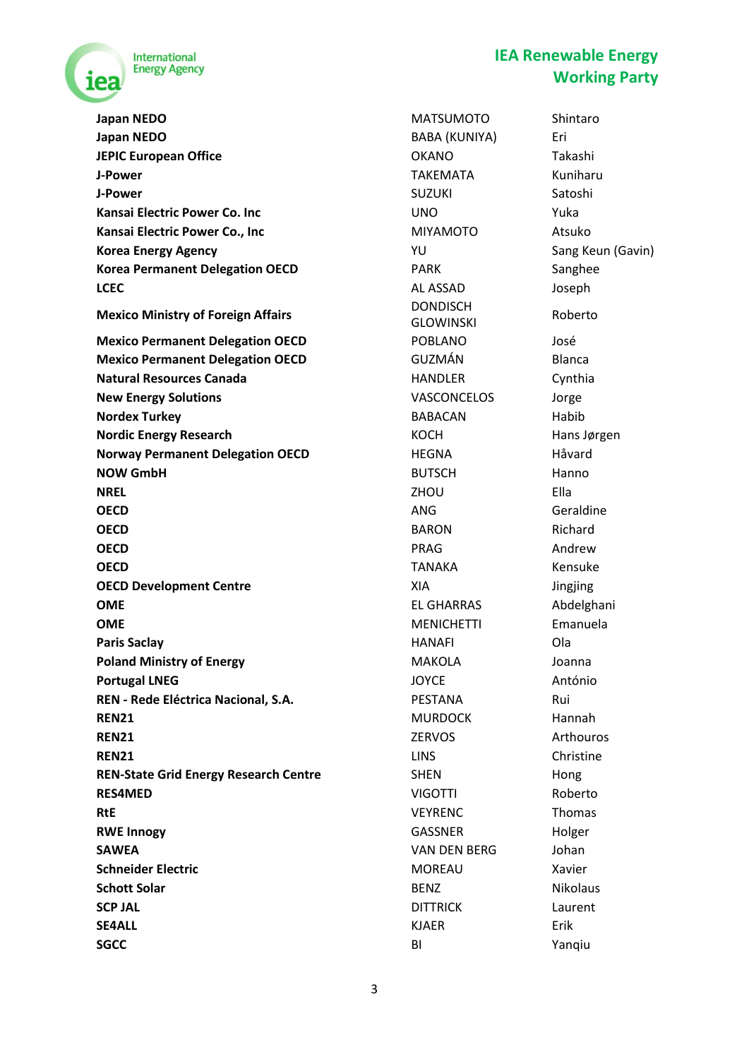| | | |
|---|---|---|
| **Japan NEDO** | MATSUMOTO | Shintaro |
| **Japan NEDO** | BABA (KUNIYA) | Eri |
| **JEPIC European Office** | OKANO | Takashi |
| **J-Power** | TAKEMATA | Kuniharu |
| **J-Power** | SUZUKI | Satoshi |
| **Kansai Electric Power Co. Inc** | UNO | Yuka |
| **Kansai Electric Power Co., Inc** | MIYAMOTO | Atsuko |
| **Korea Energy Agency** | YU | Sang Keun (Gavin) |
| **Korea Permanent Delegation OECD** | PARK | Sanghee |
| **LCEC** | AL ASSAD | Joseph |
| **Mexico Ministry of Foreign Affairs** | DONDISCH GLOWINSKI | Roberto |
| **Mexico Permanent Delegation OECD** | POBLANO | José |
| **Mexico Permanent Delegation OECD** | GUZMÁN | Blanca |
| **Natural Resources Canada** | HANDLER | Cynthia |
| **New Energy Solutions** | VASCONCELOS | Jorge |
| **Nordex Turkey** | BABACAN | Habib |
| **Nordic Energy Research** | KOCH | Hans Jørgen |
| **Norway Permanent Delegation OECD** | HEGNA | Håvard |
| **NOW GmbH** | BUTSCH | Hanno |
| **NREL** | ZHOU | Ella |
| **OECD** | ANG | Geraldine |
| **OECD** | BARON | Richard |
| **OECD** | PRAG | Andrew |
| **OECD** | TANAKA | Kensuke |
| **OECD Development Centre** | XIA | Jingjing |
| **OME** | EL GHARRAS | Abdelghani |
| **OME** | MENICHETTI | Emanuela |
| **Paris Saclay** | HANAFI | Ola |
| **Poland Ministry of Energy** | MAKOLA | Joanna |
| **Portugal LNEG** | JOYCE | António |
| **REN - Rede Eléctrica Nacional, S.A.** | PESTANA | Rui |
| **REN21** | MURDOCK | Hannah |
| **REN21** | ZERVOS | Arthouros |
| **REN21** | LINS | Christine |
| **REN-State Grid Energy Research Centre** | SHEN | Hong |
| **RES4MED** | VIGOTTI | Roberto |
| **RtE** | VEYRENC | Thomas |
| **RWE Innogy** | GASSNER | Holger |
| **SAWEA** | VAN DEN BERG | Johan |
| **Schneider Electric** | MOREAU | Xavier |
| **Schott Solar** | BENZ | Nikolaus |
| **SCP JAL** | DITTRICK | Laurent |
| **SE4ALL** | KJAER | Erik |
| **SGCC** | BI | Yanqiu |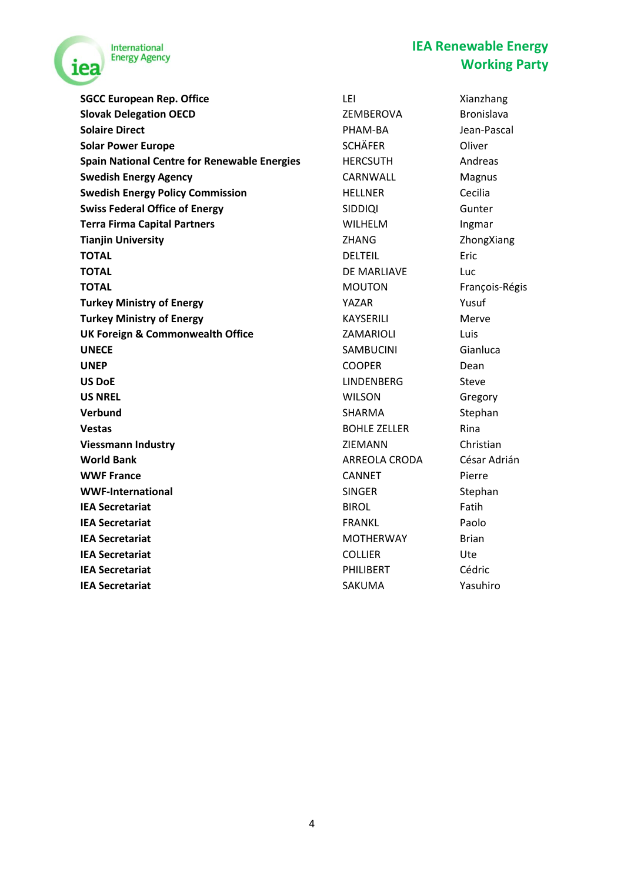| | | |
|---|---|---|
| **SGCC European Rep. Office** | LEI | Xianzhang |
| **Slovak Delegation OECD** | ZEMBEROVA | Bronislava |
| **Solaire Direct** | PHAM-BA | Jean-Pascal |
| **Solar Power Europe** | SCHÄFER | Oliver |
| **Spain National Centre for Renewable Energies** | HERCSUTH | Andreas |
| **Swedish Energy Agency** | CARNWALL | Magnus |
| **Swedish Energy Policy Commission** | HELLNER | Cecilia |
| **Swiss Federal Office of Energy** | SIDDIQI | Gunter |
| **Terra Firma Capital Partners** | WILHELM | Ingmar |
| **Tianjin University** | ZHANG | ZhongXiang |
| **TOTAL** | DELTEIL | Eric |
| **TOTAL** | DE MARLIAVE | Luc |
| **TOTAL** | MOUTON | François-Régis |
| **Turkey Ministry of Energy** | YAZAR | Yusuf |
| **Turkey Ministry of Energy** | KAYSERILI | Merve |
| **UK Foreign & Commonwealth Office** | ZAMARIOLI | Luis |
| **UNECE** | SAMBUCINI | Gianluca |
| **UNEP** | COOPER | Dean |
| **US DoE** | LINDENBERG | Steve |
| **US NREL** | WILSON | Gregory |
| **Verbund** | SHARMA | Stephan |
| **Vestas** | BOHLE ZELLER | Rina |
| **Viessmann Industry** | ZIEMANN | Christian |
| **World Bank** | ARREOLA CRODA | César Adrián |
| **WWF France** | CANNET | Pierre |
| **WWF-International** | SINGER | Stephan |
| **IEA Secretariat** | BIROL | Fatih |
| **IEA Secretariat** | FRANKL | Paolo |
| **IEA Secretariat** | MOTHERWAY | Brian |
| **IEA Secretariat** | COLLIER | Ute |
| **IEA Secretariat** | PHILIBERT | Cédric |
| **IEA Secretariat** | SAKUMA | Yasuhiro |